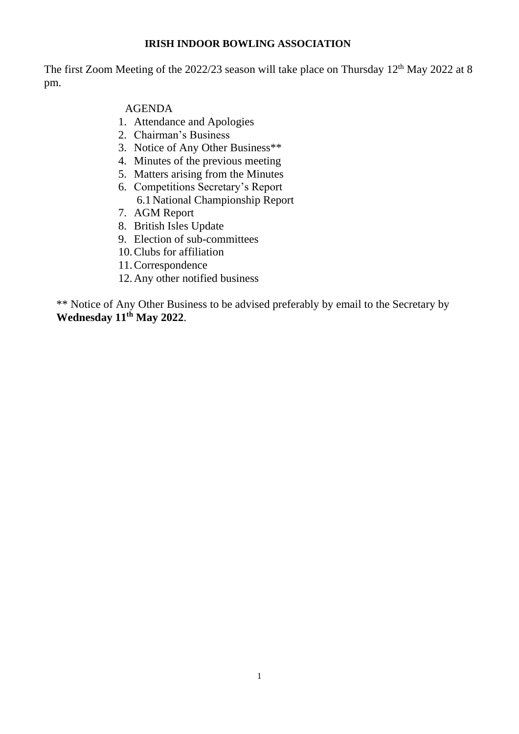**IRISH INDOOR BOWLING ASSOCIATION**

The first Zoom Meeting of the 2022/23 season will take place on Thursday 12th May 2022 at 8 pm.

AGENDA

1. Attendance and Apologies
2. Chairman's Business
3. Notice of Any Other Business**
4. Minutes of the previous meeting
5. Matters arising from the Minutes
6. Competitions Secretary's Report
   6.1 National Championship Report
7. AGM Report
8. British Isles Update
9. Election of sub-committees
10. Clubs for affiliation
11. Correspondence
12. Any other notified business

** Notice of Any Other Business to be advised preferably by email to the Secretary by **Wednesday 11th May 2022**.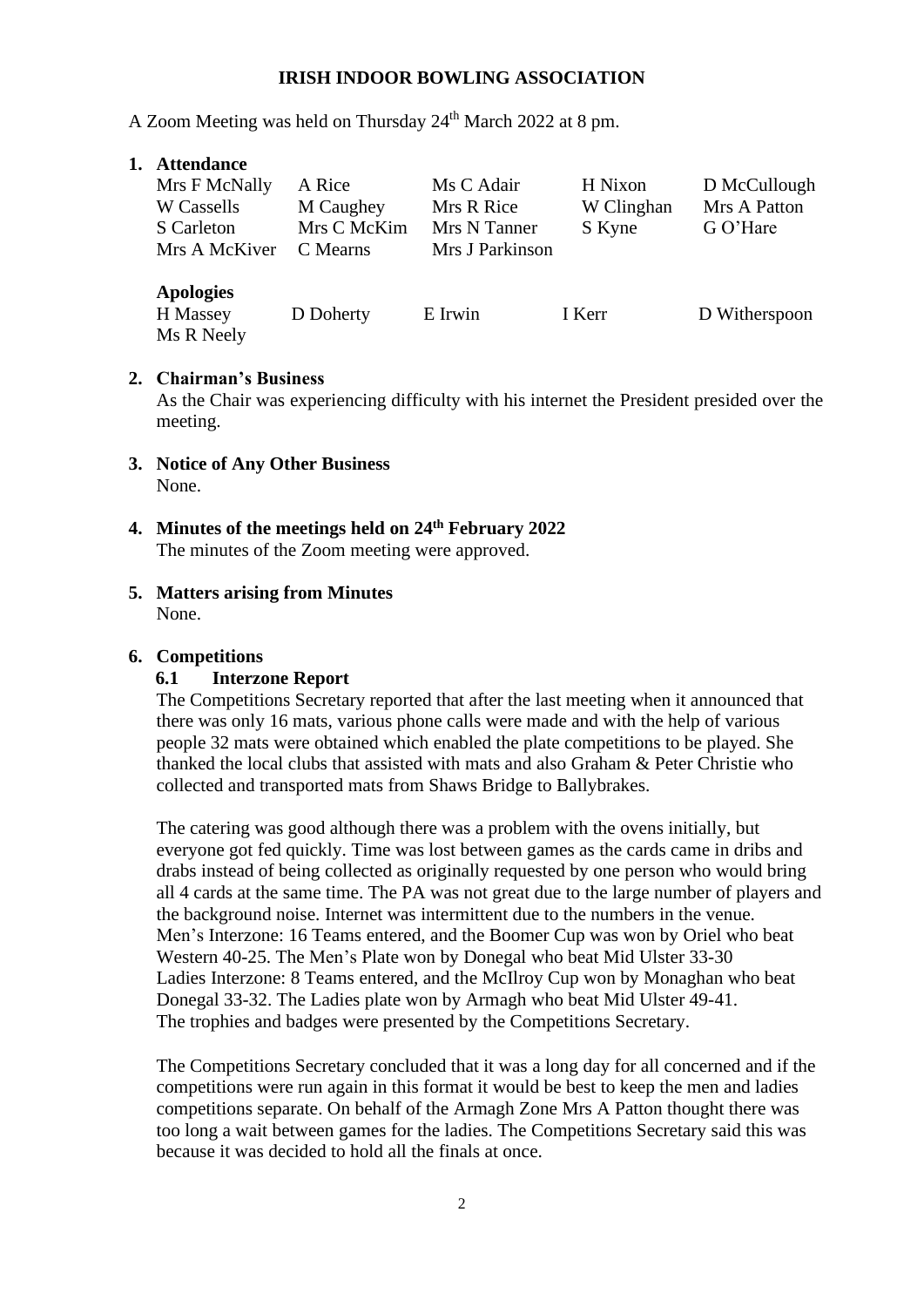**IRISH INDOOR BOWLING ASSOCIATION**

A Zoom Meeting was held on Thursday 24th March 2022 at 8 pm.

**1. Attendance**

| | | | | |
|---|---|---|---|---|
| Mrs F McNally | A Rice | Ms C Adair | H Nixon | D McCullough |
| W Cassells | M Caughey | Mrs R Rice | W Clinghan | Mrs A Patton |
| S Carleton | Mrs C McKim | Mrs N Tanner | S Kyne | G O'Hare |
| Mrs A McKiver | C Mearns | Mrs J Parkinson | | |

**Apologies**

| | | | | |
|---|---|---|---|---|
| H Massey | D Doherty | E Irwin | I Kerr | D Witherspoon |
| Ms R Neely | | | | |

**2. Chairman's Business**

As the Chair was experiencing difficulty with his internet the President presided over the meeting.

**3. Notice of Any Other Business**

None.

**4. Minutes of the meetings held on 24th February 2022**

The minutes of the Zoom meeting were approved.

**5. Matters arising from Minutes**

None.

**6. Competitions**

**6.1 Interzone Report**

The Competitions Secretary reported that after the last meeting when it announced that there was only 16 mats, various phone calls were made and with the help of various people 32 mats were obtained which enabled the plate competitions to be played. She thanked the local clubs that assisted with mats and also Graham & Peter Christie who collected and transported mats from Shaws Bridge to Ballybrakes.

The catering was good although there was a problem with the ovens initially, but everyone got fed quickly. Time was lost between games as the cards came in dribs and drabs instead of being collected as originally requested by one person who would bring all 4 cards at the same time. The PA was not great due to the large number of players and the background noise. Internet was intermittent due to the numbers in the venue.
Men's Interzone: 16 Teams entered, and the Boomer Cup was won by Oriel who beat Western 40-25. The Men's Plate won by Donegal who beat Mid Ulster 33-30
Ladies Interzone: 8 Teams entered, and the McIlroy Cup won by Monaghan who beat Donegal 33-32. The Ladies plate won by Armagh who beat Mid Ulster 49-41.
The trophies and badges were presented by the Competitions Secretary.

The Competitions Secretary concluded that it was a long day for all concerned and if the competitions were run again in this format it would be best to keep the men and ladies competitions separate. On behalf of the Armagh Zone Mrs A Patton thought there was too long a wait between games for the ladies. The Competitions Secretary said this was because it was decided to hold all the finals at once.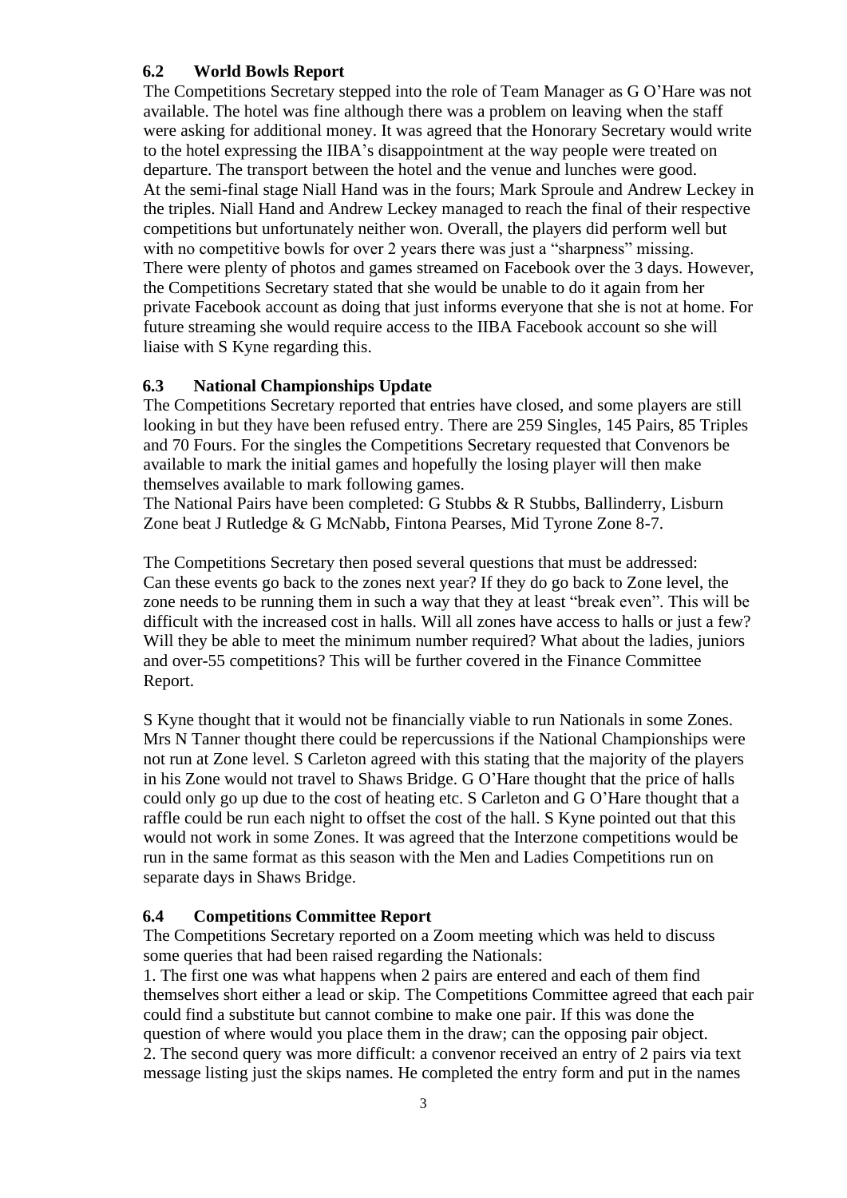### 6.2 World Bowls Report

The Competitions Secretary stepped into the role of Team Manager as G O'Hare was not available. The hotel was fine although there was a problem on leaving when the staff were asking for additional money. It was agreed that the Honorary Secretary would write to the hotel expressing the IIBA's disappointment at the way people were treated on departure. The transport between the hotel and the venue and lunches were good.
At the semi-final stage Niall Hand was in the fours; Mark Sproule and Andrew Leckey in the triples. Niall Hand and Andrew Leckey managed to reach the final of their respective competitions but unfortunately neither won. Overall, the players did perform well but with no competitive bowls for over 2 years there was just a "sharpness" missing.
There were plenty of photos and games streamed on Facebook over the 3 days. However, the Competitions Secretary stated that she would be unable to do it again from her private Facebook account as doing that just informs everyone that she is not at home. For future streaming she would require access to the IIBA Facebook account so she will liaise with S Kyne regarding this.

### 6.3 National Championships Update

The Competitions Secretary reported that entries have closed, and some players are still looking in but they have been refused entry. There are 259 Singles, 145 Pairs, 85 Triples and 70 Fours. For the singles the Competitions Secretary requested that Convenors be available to mark the initial games and hopefully the losing player will then make themselves available to mark following games.
The National Pairs have been completed: G Stubbs & R Stubbs, Ballinderry, Lisburn Zone beat J Rutledge & G McNabb, Fintona Pearses, Mid Tyrone Zone 8-7.

The Competitions Secretary then posed several questions that must be addressed:
Can these events go back to the zones next year? If they do go back to Zone level, the zone needs to be running them in such a way that they at least "break even". This will be difficult with the increased cost in halls. Will all zones have access to halls or just a few? Will they be able to meet the minimum number required? What about the ladies, juniors and over-55 competitions? This will be further covered in the Finance Committee Report.

S Kyne thought that it would not be financially viable to run Nationals in some Zones. Mrs N Tanner thought there could be repercussions if the National Championships were not run at Zone level. S Carleton agreed with this stating that the majority of the players in his Zone would not travel to Shaws Bridge. G O'Hare thought that the price of halls could only go up due to the cost of heating etc. S Carleton and G O'Hare thought that a raffle could be run each night to offset the cost of the hall. S Kyne pointed out that this would not work in some Zones. It was agreed that the Interzone competitions would be run in the same format as this season with the Men and Ladies Competitions run on separate days in Shaws Bridge.

### 6.4 Competitions Committee Report

The Competitions Secretary reported on a Zoom meeting which was held to discuss some queries that had been raised regarding the Nationals:

1. The first one was what happens when 2 pairs are entered and each of them find themselves short either a lead or skip. The Competitions Committee agreed that each pair could find a substitute but cannot combine to make one pair. If this was done the question of where would you place them in the draw; can the opposing pair object.
2. The second query was more difficult: a convenor received an entry of 2 pairs via text message listing just the skips names. He completed the entry form and put in the names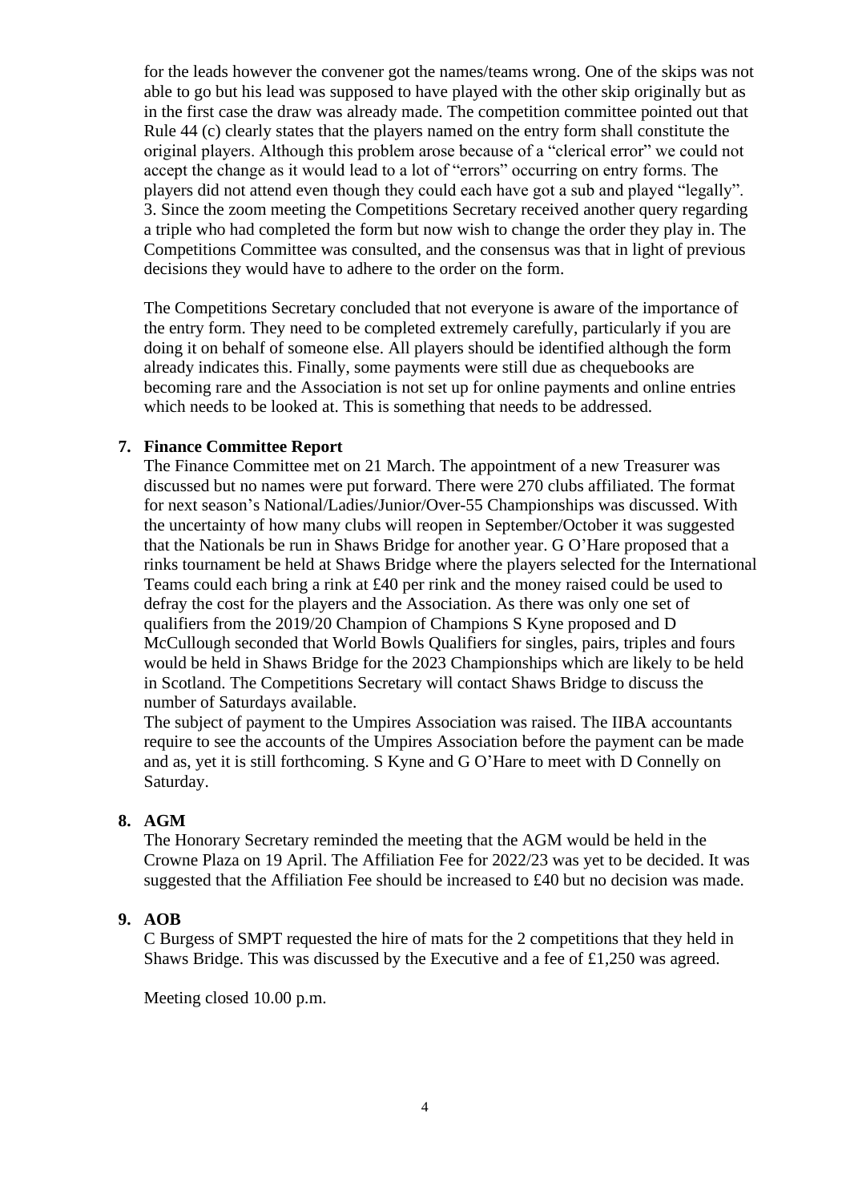for the leads however the convener got the names/teams wrong. One of the skips was not able to go but his lead was supposed to have played with the other skip originally but as in the first case the draw was already made. The competition committee pointed out that Rule 44 (c) clearly states that the players named on the entry form shall constitute the original players. Although this problem arose because of a "clerical error" we could not accept the change as it would lead to a lot of "errors" occurring on entry forms. The players did not attend even though they could each have got a sub and played "legally".

3. Since the zoom meeting the Competitions Secretary received another query regarding a triple who had completed the form but now wish to change the order they play in. The Competitions Committee was consulted, and the consensus was that in light of previous decisions they would have to adhere to the order on the form.

The Competitions Secretary concluded that not everyone is aware of the importance of the entry form. They need to be completed extremely carefully, particularly if you are doing it on behalf of someone else. All players should be identified although the form already indicates this. Finally, some payments were still due as chequebooks are becoming rare and the Association is not set up for online payments and online entries which needs to be looked at. This is something that needs to be addressed.

**7. Finance Committee Report**

The Finance Committee met on 21 March. The appointment of a new Treasurer was discussed but no names were put forward. There were 270 clubs affiliated. The format for next season's National/Ladies/Junior/Over-55 Championships was discussed. With the uncertainty of how many clubs will reopen in September/October it was suggested that the Nationals be run in Shaws Bridge for another year. G O'Hare proposed that a rinks tournament be held at Shaws Bridge where the players selected for the International Teams could each bring a rink at £40 per rink and the money raised could be used to defray the cost for the players and the Association. As there was only one set of qualifiers from the 2019/20 Champion of Champions S Kyne proposed and D McCullough seconded that World Bowls Qualifiers for singles, pairs, triples and fours would be held in Shaws Bridge for the 2023 Championships which are likely to be held in Scotland. The Competitions Secretary will contact Shaws Bridge to discuss the number of Saturdays available.

The subject of payment to the Umpires Association was raised. The IIBA accountants require to see the accounts of the Umpires Association before the payment can be made and as, yet it is still forthcoming. S Kyne and G O'Hare to meet with D Connelly on Saturday.

**8. AGM**

The Honorary Secretary reminded the meeting that the AGM would be held in the Crowne Plaza on 19 April. The Affiliation Fee for 2022/23 was yet to be decided. It was suggested that the Affiliation Fee should be increased to £40 but no decision was made.

**9. AOB**

C Burgess of SMPT requested the hire of mats for the 2 competitions that they held in Shaws Bridge. This was discussed by the Executive and a fee of £1,250 was agreed.

Meeting closed 10.00 p.m.